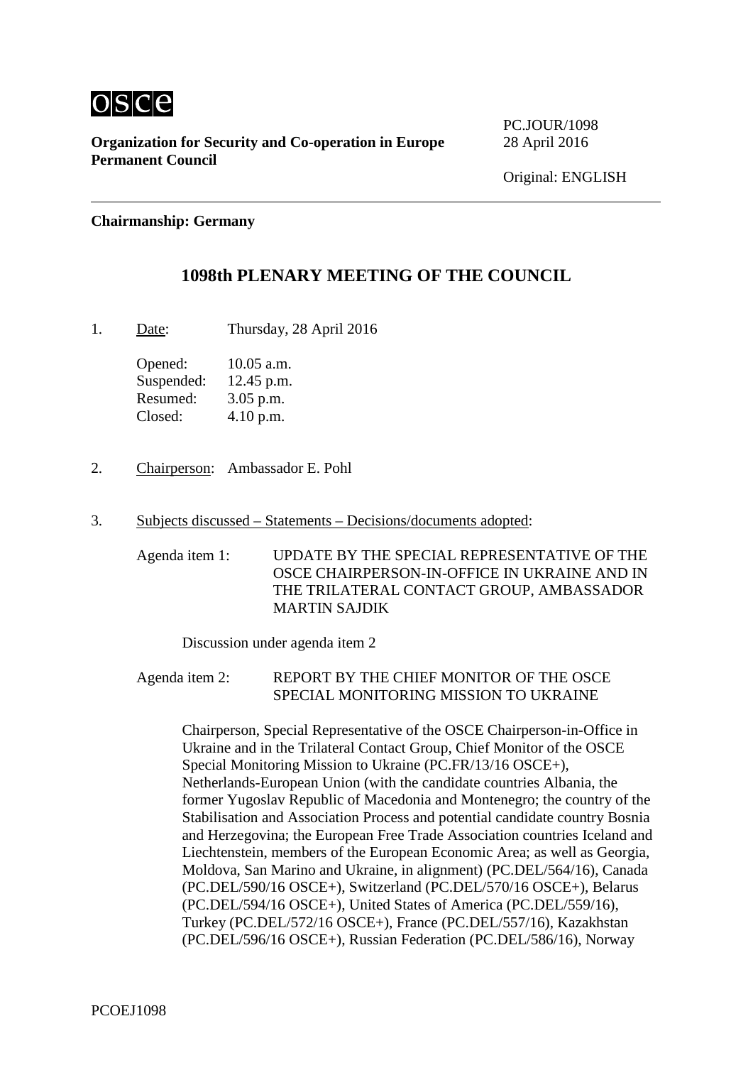osce

**Organization for Security and Co-operation in Europe**
**Permanent Council**

PC.JOUR/1098
28 April 2016

Original: ENGLISH

**Chairmanship: Germany**

## 1098th PLENARY MEETING OF THE COUNCIL

1. Date: Thursday, 28 April 2016

   Opened: 10.05 a.m.
   Suspended: 12.45 p.m.
   Resumed: 3.05 p.m.
   Closed: 4.10 p.m.

2. Chairperson: Ambassador E. Pohl

3. Subjects discussed – Statements – Decisions/documents adopted:

   Agenda item 1: UPDATE BY THE SPECIAL REPRESENTATIVE OF THE OSCE CHAIRPERSON-IN-OFFICE IN UKRAINE AND IN THE TRILATERAL CONTACT GROUP, AMBASSADOR MARTIN SAJDIK

   Discussion under agenda item 2

   Agenda item 2: REPORT BY THE CHIEF MONITOR OF THE OSCE SPECIAL MONITORING MISSION TO UKRAINE

   Chairperson, Special Representative of the OSCE Chairperson-in-Office in Ukraine and in the Trilateral Contact Group, Chief Monitor of the OSCE Special Monitoring Mission to Ukraine (PC.FR/13/16 OSCE+), Netherlands-European Union (with the candidate countries Albania, the former Yugoslav Republic of Macedonia and Montenegro; the country of the Stabilisation and Association Process and potential candidate country Bosnia and Herzegovina; the European Free Trade Association countries Iceland and Liechtenstein, members of the European Economic Area; as well as Georgia, Moldova, San Marino and Ukraine, in alignment) (PC.DEL/564/16), Canada (PC.DEL/590/16 OSCE+), Switzerland (PC.DEL/570/16 OSCE+), Belarus (PC.DEL/594/16 OSCE+), United States of America (PC.DEL/559/16), Turkey (PC.DEL/572/16 OSCE+), France (PC.DEL/557/16), Kazakhstan (PC.DEL/596/16 OSCE+), Russian Federation (PC.DEL/586/16), Norway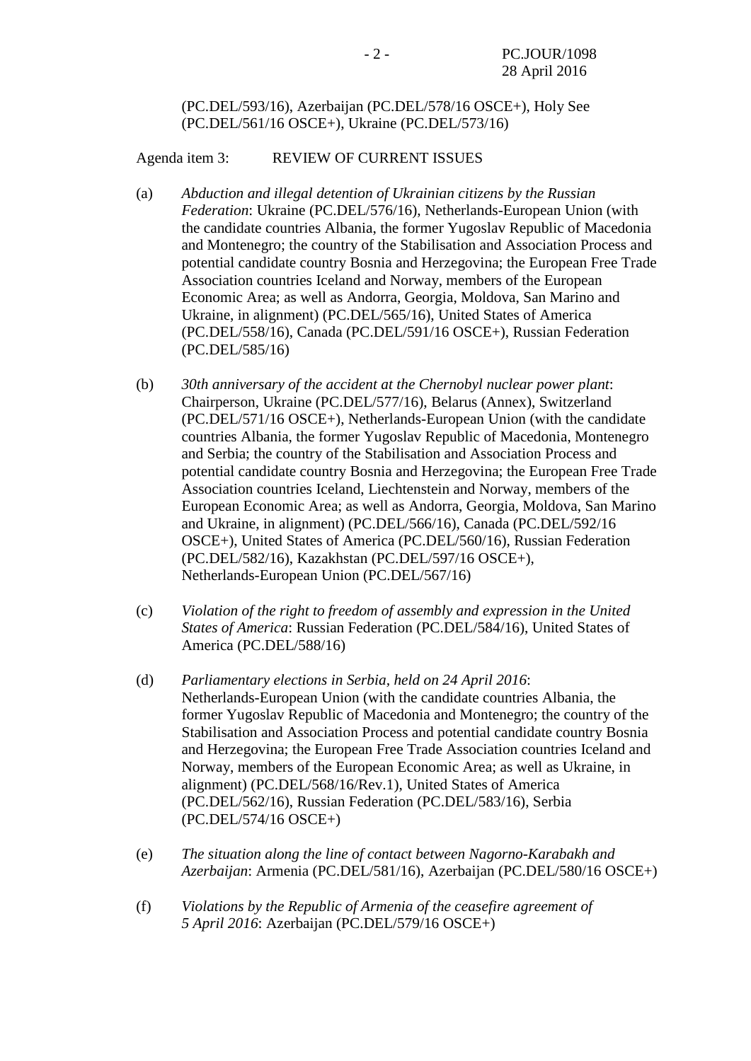(PC.DEL/593/16), Azerbaijan (PC.DEL/578/16 OSCE+), Holy See (PC.DEL/561/16 OSCE+), Ukraine (PC.DEL/573/16)

Agenda item 3: REVIEW OF CURRENT ISSUES

(a) *Abduction and illegal detention of Ukrainian citizens by the Russian Federation*: Ukraine (PC.DEL/576/16), Netherlands-European Union (with the candidate countries Albania, the former Yugoslav Republic of Macedonia and Montenegro; the country of the Stabilisation and Association Process and potential candidate country Bosnia and Herzegovina; the European Free Trade Association countries Iceland and Norway, members of the European Economic Area; as well as Andorra, Georgia, Moldova, San Marino and Ukraine, in alignment) (PC.DEL/565/16), United States of America (PC.DEL/558/16), Canada (PC.DEL/591/16 OSCE+), Russian Federation (PC.DEL/585/16)

(b) *30th anniversary of the accident at the Chernobyl nuclear power plant*: Chairperson, Ukraine (PC.DEL/577/16), Belarus (Annex), Switzerland (PC.DEL/571/16 OSCE+), Netherlands-European Union (with the candidate countries Albania, the former Yugoslav Republic of Macedonia, Montenegro and Serbia; the country of the Stabilisation and Association Process and potential candidate country Bosnia and Herzegovina; the European Free Trade Association countries Iceland, Liechtenstein and Norway, members of the European Economic Area; as well as Andorra, Georgia, Moldova, San Marino and Ukraine, in alignment) (PC.DEL/566/16), Canada (PC.DEL/592/16 OSCE+), United States of America (PC.DEL/560/16), Russian Federation (PC.DEL/582/16), Kazakhstan (PC.DEL/597/16 OSCE+), Netherlands-European Union (PC.DEL/567/16)

(c) *Violation of the right to freedom of assembly and expression in the United States of America*: Russian Federation (PC.DEL/584/16), United States of America (PC.DEL/588/16)

(d) *Parliamentary elections in Serbia, held on 24 April 2016*: Netherlands-European Union (with the candidate countries Albania, the former Yugoslav Republic of Macedonia and Montenegro; the country of the Stabilisation and Association Process and potential candidate country Bosnia and Herzegovina; the European Free Trade Association countries Iceland and Norway, members of the European Economic Area; as well as Ukraine, in alignment) (PC.DEL/568/16/Rev.1), United States of America (PC.DEL/562/16), Russian Federation (PC.DEL/583/16), Serbia (PC.DEL/574/16 OSCE+)

(e) *The situation along the line of contact between Nagorno-Karabakh and Azerbaijan*: Armenia (PC.DEL/581/16), Azerbaijan (PC.DEL/580/16 OSCE+)

(f) *Violations by the Republic of Armenia of the ceasefire agreement of 5 April 2016*: Azerbaijan (PC.DEL/579/16 OSCE+)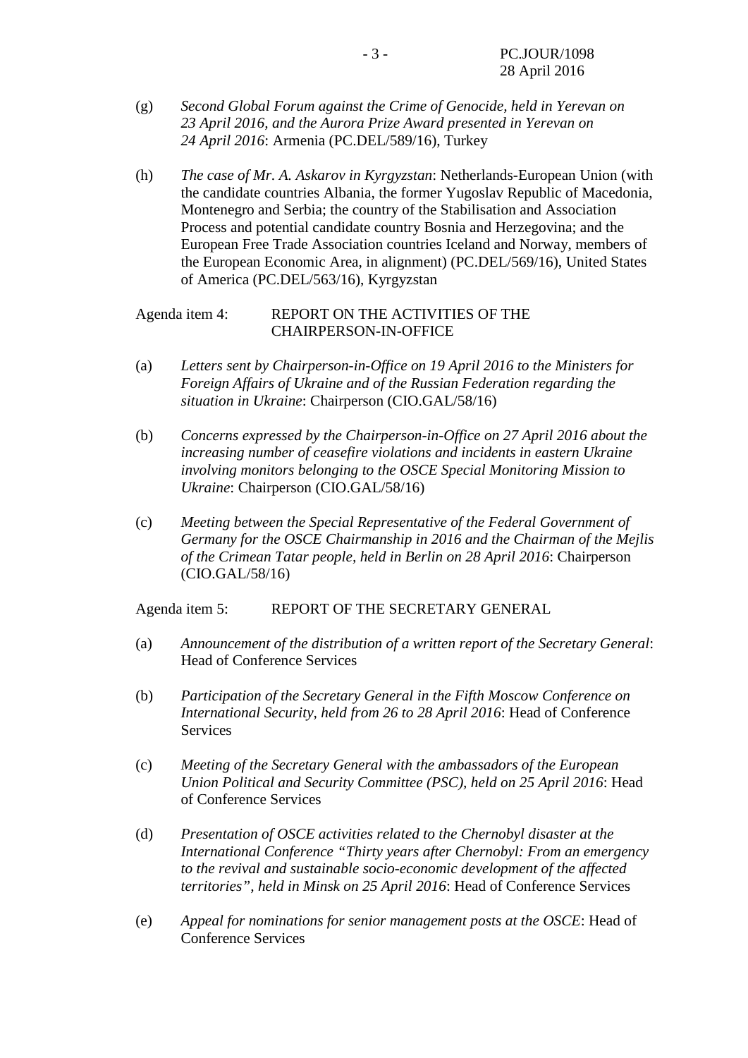(g) *Second Global Forum against the Crime of Genocide, held in Yerevan on 23 April 2016, and the Aurora Prize Award presented in Yerevan on 24 April 2016*: Armenia (PC.DEL/589/16), Turkey

(h) *The case of Mr. A. Askarov in Kyrgyzstan*: Netherlands-European Union (with the candidate countries Albania, the former Yugoslav Republic of Macedonia, Montenegro and Serbia; the country of the Stabilisation and Association Process and potential candidate country Bosnia and Herzegovina; and the European Free Trade Association countries Iceland and Norway, members of the European Economic Area, in alignment) (PC.DEL/569/16), United States of America (PC.DEL/563/16), Kyrgyzstan

Agenda item 4: REPORT ON THE ACTIVITIES OF THE CHAIRPERSON-IN-OFFICE

(a) *Letters sent by Chairperson-in-Office on 19 April 2016 to the Ministers for Foreign Affairs of Ukraine and of the Russian Federation regarding the situation in Ukraine*: Chairperson (CIO.GAL/58/16)

(b) *Concerns expressed by the Chairperson-in-Office on 27 April 2016 about the increasing number of ceasefire violations and incidents in eastern Ukraine involving monitors belonging to the OSCE Special Monitoring Mission to Ukraine*: Chairperson (CIO.GAL/58/16)

(c) *Meeting between the Special Representative of the Federal Government of Germany for the OSCE Chairmanship in 2016 and the Chairman of the Mejlis of the Crimean Tatar people, held in Berlin on 28 April 2016*: Chairperson (CIO.GAL/58/16)

Agenda item 5: REPORT OF THE SECRETARY GENERAL

(a) *Announcement of the distribution of a written report of the Secretary General*: Head of Conference Services

(b) *Participation of the Secretary General in the Fifth Moscow Conference on International Security, held from 26 to 28 April 2016*: Head of Conference Services

(c) *Meeting of the Secretary General with the ambassadors of the European Union Political and Security Committee (PSC), held on 25 April 2016*: Head of Conference Services

(d) *Presentation of OSCE activities related to the Chernobyl disaster at the International Conference "Thirty years after Chernobyl: From an emergency to the revival and sustainable socio-economic development of the affected territories", held in Minsk on 25 April 2016*: Head of Conference Services

(e) *Appeal for nominations for senior management posts at the OSCE*: Head of Conference Services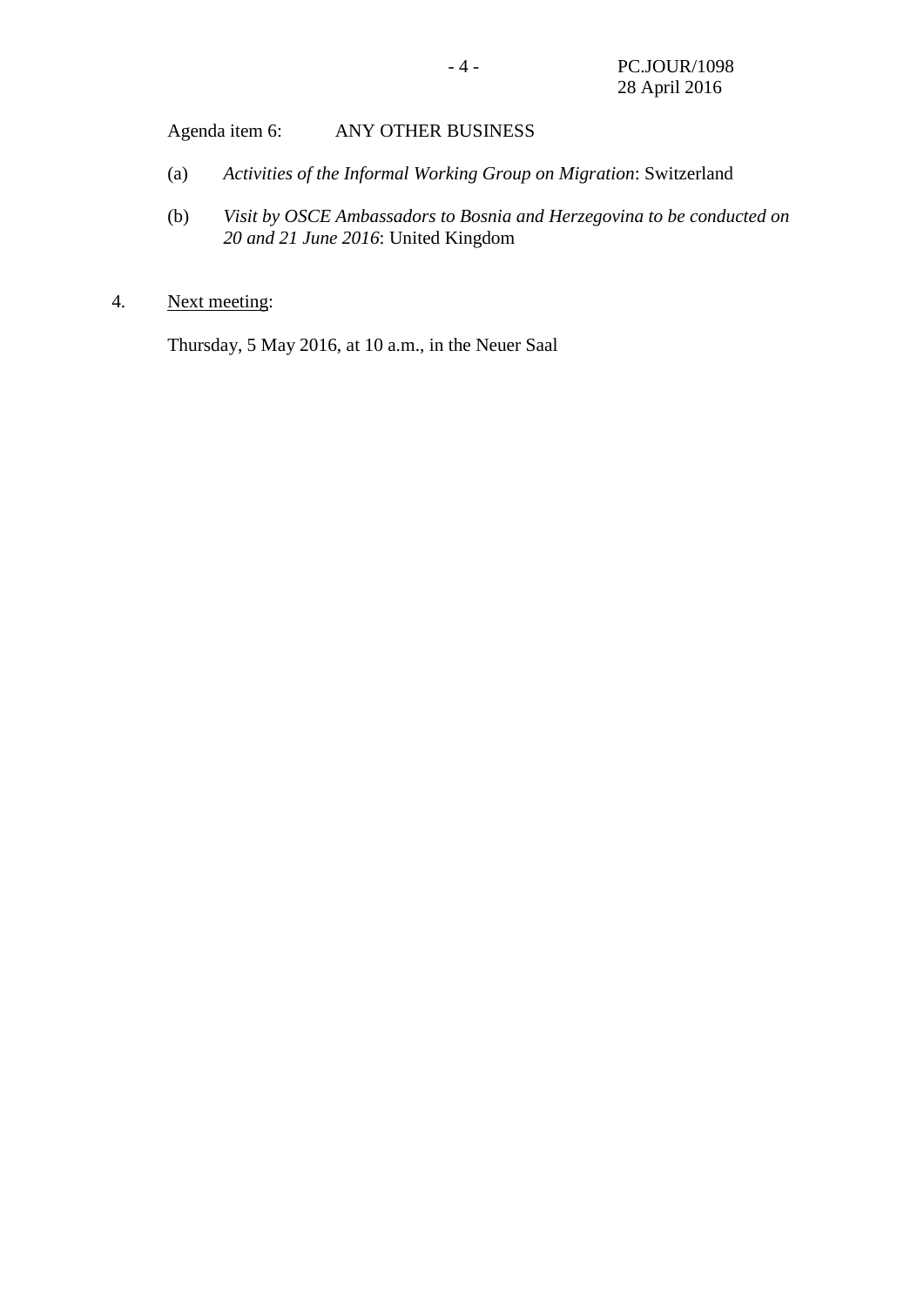Agenda item 6: ANY OTHER BUSINESS

(a) *Activities of the Informal Working Group on Migration*: Switzerland

(b) *Visit by OSCE Ambassadors to Bosnia and Herzegovina to be conducted on 20 and 21 June 2016*: United Kingdom

4. Next meeting:

Thursday, 5 May 2016, at 10 a.m., in the Neuer Saal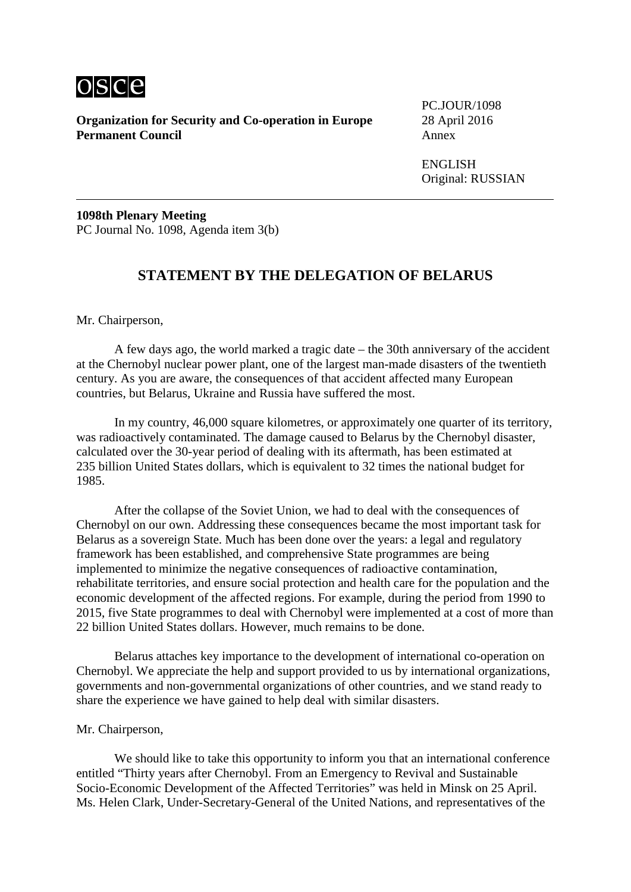osce

**Organization for Security and Co-operation in Europe**
**Permanent Council**

PC.JOUR/1098
28 April 2016
Annex

ENGLISH
Original: RUSSIAN

---

**1098th Plenary Meeting**
PC Journal No. 1098, Agenda item 3(b)

## STATEMENT BY THE DELEGATION OF BELARUS

Mr. Chairperson,

A few days ago, the world marked a tragic date – the 30th anniversary of the accident at the Chernobyl nuclear power plant, one of the largest man-made disasters of the twentieth century. As you are aware, the consequences of that accident affected many European countries, but Belarus, Ukraine and Russia have suffered the most.

In my country, 46,000 square kilometres, or approximately one quarter of its territory, was radioactively contaminated. The damage caused to Belarus by the Chernobyl disaster, calculated over the 30-year period of dealing with its aftermath, has been estimated at 235 billion United States dollars, which is equivalent to 32 times the national budget for 1985.

After the collapse of the Soviet Union, we had to deal with the consequences of Chernobyl on our own. Addressing these consequences became the most important task for Belarus as a sovereign State. Much has been done over the years: a legal and regulatory framework has been established, and comprehensive State programmes are being implemented to minimize the negative consequences of radioactive contamination, rehabilitate territories, and ensure social protection and health care for the population and the economic development of the affected regions. For example, during the period from 1990 to 2015, five State programmes to deal with Chernobyl were implemented at a cost of more than 22 billion United States dollars. However, much remains to be done.

Belarus attaches key importance to the development of international co-operation on Chernobyl. We appreciate the help and support provided to us by international organizations, governments and non-governmental organizations of other countries, and we stand ready to share the experience we have gained to help deal with similar disasters.

Mr. Chairperson,

We should like to take this opportunity to inform you that an international conference entitled "Thirty years after Chernobyl. From an Emergency to Revival and Sustainable Socio-Economic Development of the Affected Territories" was held in Minsk on 25 April. Ms. Helen Clark, Under-Secretary-General of the United Nations, and representatives of the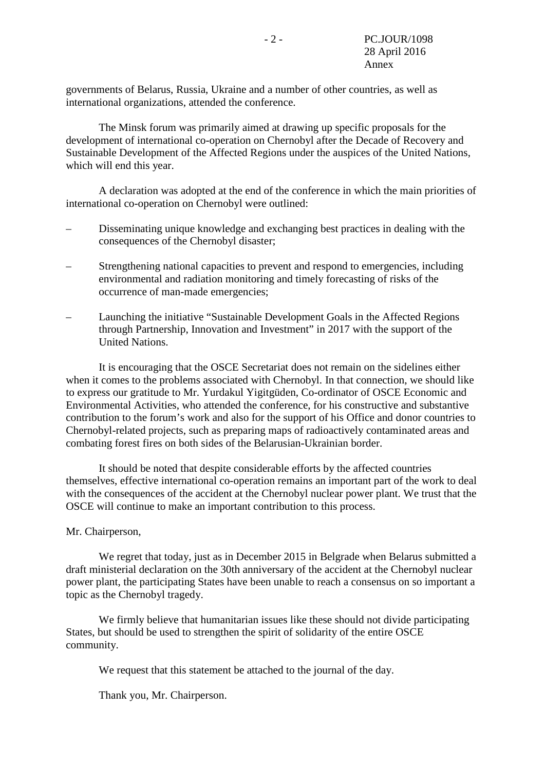governments of Belarus, Russia, Ukraine and a number of other countries, as well as international organizations, attended the conference.

The Minsk forum was primarily aimed at drawing up specific proposals for the development of international co-operation on Chernobyl after the Decade of Recovery and Sustainable Development of the Affected Regions under the auspices of the United Nations, which will end this year.

A declaration was adopted at the end of the conference in which the main priorities of international co-operation on Chernobyl were outlined:

– Disseminating unique knowledge and exchanging best practices in dealing with the consequences of the Chernobyl disaster;

– Strengthening national capacities to prevent and respond to emergencies, including environmental and radiation monitoring and timely forecasting of risks of the occurrence of man-made emergencies;

– Launching the initiative "Sustainable Development Goals in the Affected Regions through Partnership, Innovation and Investment" in 2017 with the support of the United Nations.

It is encouraging that the OSCE Secretariat does not remain on the sidelines either when it comes to the problems associated with Chernobyl. In that connection, we should like to express our gratitude to Mr. Yurdakul Yigitgüden, Co-ordinator of OSCE Economic and Environmental Activities, who attended the conference, for his constructive and substantive contribution to the forum's work and also for the support of his Office and donor countries to Chernobyl-related projects, such as preparing maps of radioactively contaminated areas and combating forest fires on both sides of the Belarusian-Ukrainian border.

It should be noted that despite considerable efforts by the affected countries themselves, effective international co-operation remains an important part of the work to deal with the consequences of the accident at the Chernobyl nuclear power plant. We trust that the OSCE will continue to make an important contribution to this process.

Mr. Chairperson,

We regret that today, just as in December 2015 in Belgrade when Belarus submitted a draft ministerial declaration on the 30th anniversary of the accident at the Chernobyl nuclear power plant, the participating States have been unable to reach a consensus on so important a topic as the Chernobyl tragedy.

We firmly believe that humanitarian issues like these should not divide participating States, but should be used to strengthen the spirit of solidarity of the entire OSCE community.

We request that this statement be attached to the journal of the day.

Thank you, Mr. Chairperson.